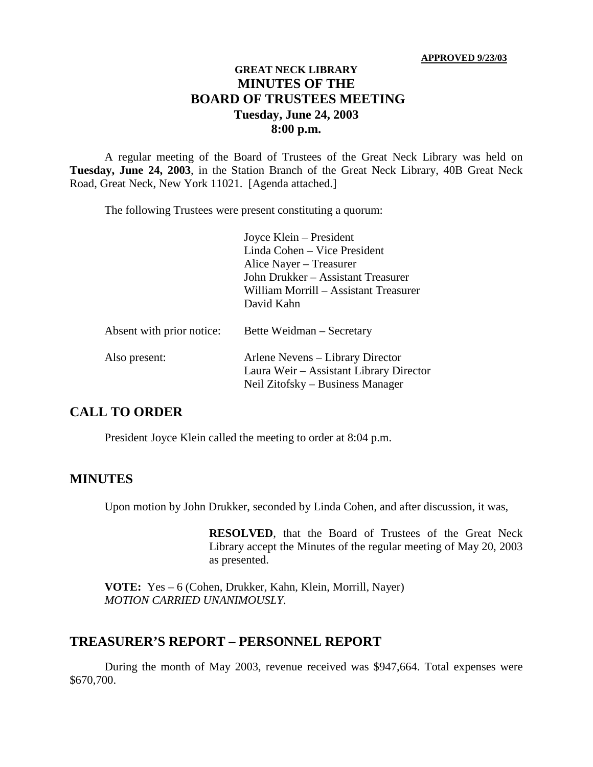**APPROVED 9/23/03**

# GREAT NECK LIBRARY
# MINUTES OF THE
# BOARD OF TRUSTEES MEETING
## Tuesday, June 24, 2003
## 8:00 p.m.

A regular meeting of the Board of Trustees of the Great Neck Library was held on **Tuesday, June 24, 2003**, in the Station Branch of the Great Neck Library, 40B Great Neck Road, Great Neck, New York 11021. [Agenda attached.]

The following Trustees were present constituting a quorum:

Joyce Klein – President
Linda Cohen – Vice President
Alice Nayer – Treasurer
John Drukker – Assistant Treasurer
William Morrill – Assistant Treasurer
David Kahn

Absent with prior notice: Bette Weidman – Secretary

Also present:
Arlene Nevens – Library Director
Laura Weir – Assistant Library Director
Neil Zitofsky – Business Manager

## CALL TO ORDER

President Joyce Klein called the meeting to order at 8:04 p.m.

## MINUTES

Upon motion by John Drukker, seconded by Linda Cohen, and after discussion, it was,

> **RESOLVED**, that the Board of Trustees of the Great Neck Library accept the Minutes of the regular meeting of May 20, 2003 as presented.

**VOTE:** Yes – 6 (Cohen, Drukker, Kahn, Klein, Morrill, Nayer)
*MOTION CARRIED UNANIMOUSLY.*

## TREASURER'S REPORT – PERSONNEL REPORT

During the month of May 2003, revenue received was $947,664. Total expenses were $670,700.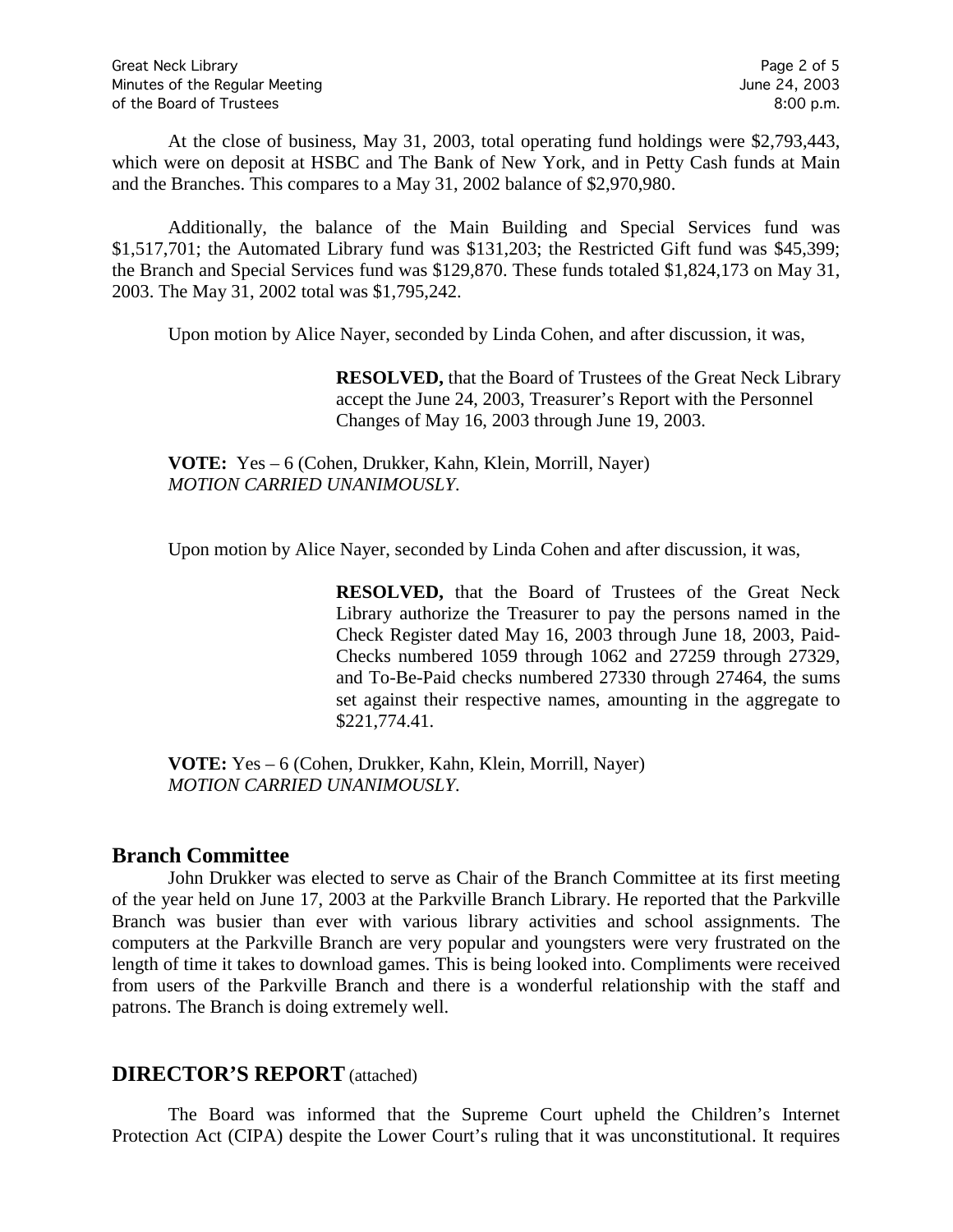At the close of business, May 31, 2003, total operating fund holdings were $2,793,443, which were on deposit at HSBC and The Bank of New York, and in Petty Cash funds at Main and the Branches. This compares to a May 31, 2002 balance of $2,970,980.

Additionally, the balance of the Main Building and Special Services fund was $1,517,701; the Automated Library fund was $131,203; the Restricted Gift fund was $45,399; the Branch and Special Services fund was $129,870. These funds totaled $1,824,173 on May 31, 2003. The May 31, 2002 total was $1,795,242.

Upon motion by Alice Nayer, seconded by Linda Cohen, and after discussion, it was,

> **RESOLVED,** that the Board of Trustees of the Great Neck Library accept the June 24, 2003, Treasurer's Report with the Personnel Changes of May 16, 2003 through June 19, 2003.

**VOTE:** Yes – 6 (Cohen, Drukker, Kahn, Klein, Morrill, Nayer)
*MOTION CARRIED UNANIMOUSLY.*

Upon motion by Alice Nayer, seconded by Linda Cohen and after discussion, it was,

> **RESOLVED,** that the Board of Trustees of the Great Neck Library authorize the Treasurer to pay the persons named in the Check Register dated May 16, 2003 through June 18, 2003, Paid-Checks numbered 1059 through 1062 and 27259 through 27329, and To-Be-Paid checks numbered 27330 through 27464, the sums set against their respective names, amounting in the aggregate to $221,774.41.

**VOTE:** Yes – 6 (Cohen, Drukker, Kahn, Klein, Morrill, Nayer)
*MOTION CARRIED UNANIMOUSLY.*

## Branch Committee

John Drukker was elected to serve as Chair of the Branch Committee at its first meeting of the year held on June 17, 2003 at the Parkville Branch Library. He reported that the Parkville Branch was busier than ever with various library activities and school assignments. The computers at the Parkville Branch are very popular and youngsters were very frustrated on the length of time it takes to download games. This is being looked into. Compliments were received from users of the Parkville Branch and there is a wonderful relationship with the staff and patrons. The Branch is doing extremely well.

## DIRECTOR'S REPORT (attached)

The Board was informed that the Supreme Court upheld the Children's Internet Protection Act (CIPA) despite the Lower Court's ruling that it was unconstitutional. It requires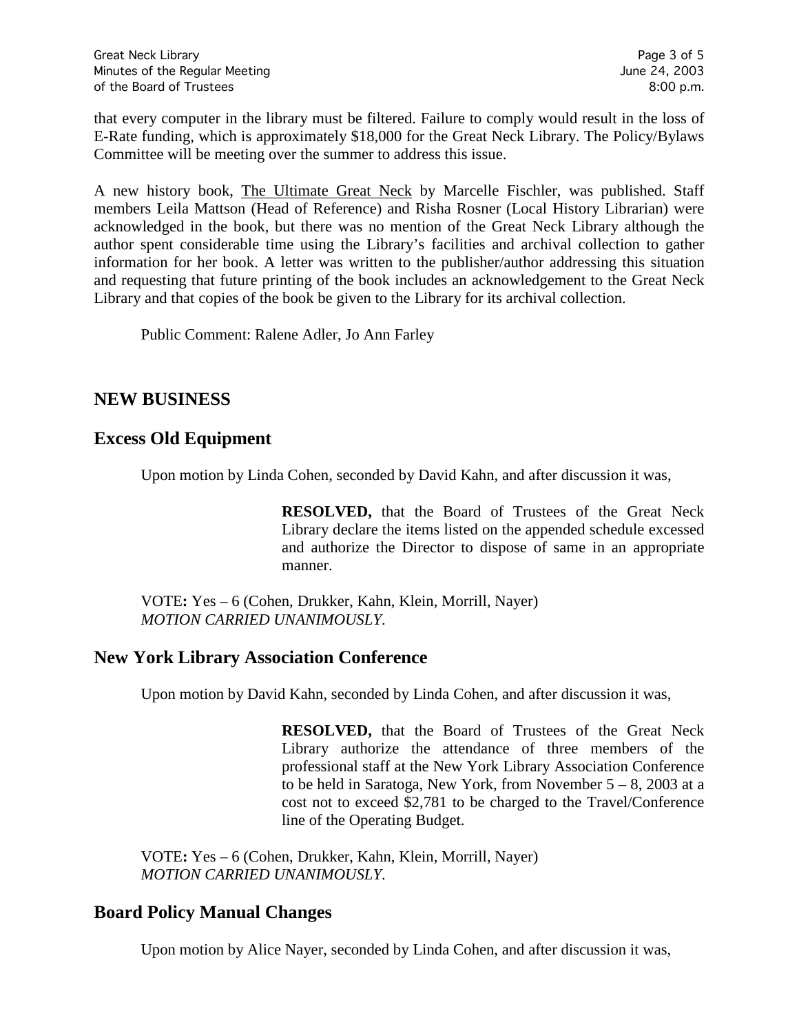that every computer in the library must be filtered. Failure to comply would result in the loss of E-Rate funding, which is approximately $18,000 for the Great Neck Library. The Policy/Bylaws Committee will be meeting over the summer to address this issue.

A new history book, The Ultimate Great Neck by Marcelle Fischler, was published. Staff members Leila Mattson (Head of Reference) and Risha Rosner (Local History Librarian) were acknowledged in the book, but there was no mention of the Great Neck Library although the author spent considerable time using the Library's facilities and archival collection to gather information for her book. A letter was written to the publisher/author addressing this situation and requesting that future printing of the book includes an acknowledgement to the Great Neck Library and that copies of the book be given to the Library for its archival collection.

Public Comment: Ralene Adler, Jo Ann Farley

## NEW BUSINESS

## Excess Old Equipment

Upon motion by Linda Cohen, seconded by David Kahn, and after discussion it was,

> **RESOLVED,** that the Board of Trustees of the Great Neck Library declare the items listed on the appended schedule excessed and authorize the Director to dispose of same in an appropriate manner.

VOTE**:** Yes – 6 (Cohen, Drukker, Kahn, Klein, Morrill, Nayer)
*MOTION CARRIED UNANIMOUSLY*.

## New York Library Association Conference

Upon motion by David Kahn, seconded by Linda Cohen, and after discussion it was,

> **RESOLVED,** that the Board of Trustees of the Great Neck Library authorize the attendance of three members of the professional staff at the New York Library Association Conference to be held in Saratoga, New York, from November 5 – 8, 2003 at a cost not to exceed $2,781 to be charged to the Travel/Conference line of the Operating Budget.

VOTE**:** Yes – 6 (Cohen, Drukker, Kahn, Klein, Morrill, Nayer)
*MOTION CARRIED UNANIMOUSLY*.

## Board Policy Manual Changes

Upon motion by Alice Nayer, seconded by Linda Cohen, and after discussion it was,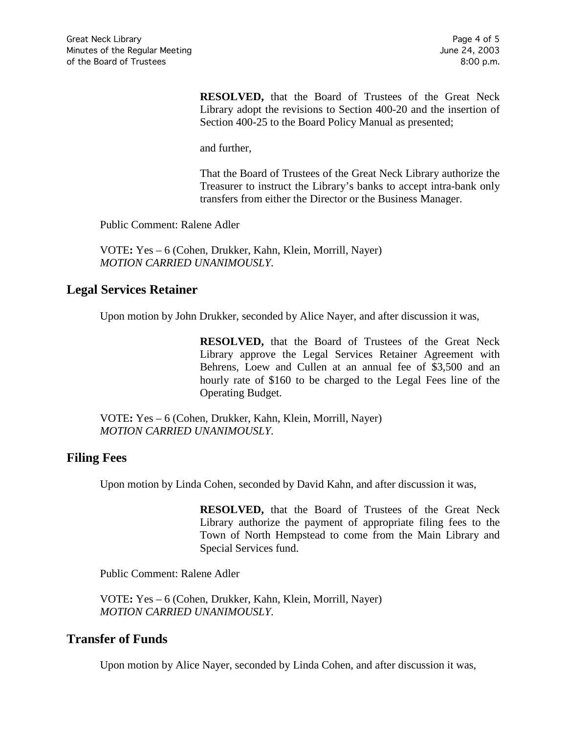**RESOLVED,** that the Board of Trustees of the Great Neck Library adopt the revisions to Section 400-20 and the insertion of Section 400-25 to the Board Policy Manual as presented;

and further,

That the Board of Trustees of the Great Neck Library authorize the Treasurer to instruct the Library's banks to accept intra-bank only transfers from either the Director or the Business Manager.

Public Comment: Ralene Adler

VOTE**:** Yes – 6 (Cohen, Drukker, Kahn, Klein, Morrill, Nayer)
*MOTION CARRIED UNANIMOUSLY*.

## Legal Services Retainer

Upon motion by John Drukker, seconded by Alice Nayer, and after discussion it was,

**RESOLVED,** that the Board of Trustees of the Great Neck Library approve the Legal Services Retainer Agreement with Behrens, Loew and Cullen at an annual fee of $3,500 and an hourly rate of $160 to be charged to the Legal Fees line of the Operating Budget.

VOTE**:** Yes – 6 (Cohen, Drukker, Kahn, Klein, Morrill, Nayer)
*MOTION CARRIED UNANIMOUSLY*.

## Filing Fees

Upon motion by Linda Cohen, seconded by David Kahn, and after discussion it was,

**RESOLVED,** that the Board of Trustees of the Great Neck Library authorize the payment of appropriate filing fees to the Town of North Hempstead to come from the Main Library and Special Services fund.

Public Comment: Ralene Adler

VOTE**:** Yes – 6 (Cohen, Drukker, Kahn, Klein, Morrill, Nayer)
*MOTION CARRIED UNANIMOUSLY*.

## Transfer of Funds

Upon motion by Alice Nayer, seconded by Linda Cohen, and after discussion it was,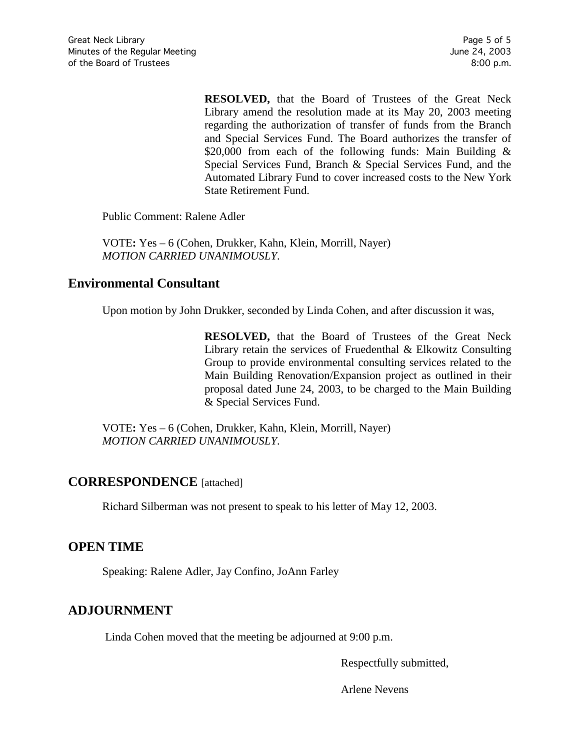**RESOLVED,** that the Board of Trustees of the Great Neck Library amend the resolution made at its May 20, 2003 meeting regarding the authorization of transfer of funds from the Branch and Special Services Fund. The Board authorizes the transfer of $20,000 from each of the following funds: Main Building & Special Services Fund, Branch & Special Services Fund, and the Automated Library Fund to cover increased costs to the New York State Retirement Fund.

Public Comment: Ralene Adler

VOTE**:** Yes – 6 (Cohen, Drukker, Kahn, Klein, Morrill, Nayer)
*MOTION CARRIED UNANIMOUSLY*.

## Environmental Consultant

Upon motion by John Drukker, seconded by Linda Cohen, and after discussion it was,

**RESOLVED,** that the Board of Trustees of the Great Neck Library retain the services of Fruedenthal & Elkowitz Consulting Group to provide environmental consulting services related to the Main Building Renovation/Expansion project as outlined in their proposal dated June 24, 2003, to be charged to the Main Building & Special Services Fund.

VOTE**:** Yes – 6 (Cohen, Drukker, Kahn, Klein, Morrill, Nayer)
*MOTION CARRIED UNANIMOUSLY*.

## CORRESPONDENCE [attached]

Richard Silberman was not present to speak to his letter of May 12, 2003.

## OPEN TIME

Speaking: Ralene Adler, Jay Confino, JoAnn Farley

## ADJOURNMENT

Linda Cohen moved that the meeting be adjourned at 9:00 p.m.

Respectfully submitted,

Arlene Nevens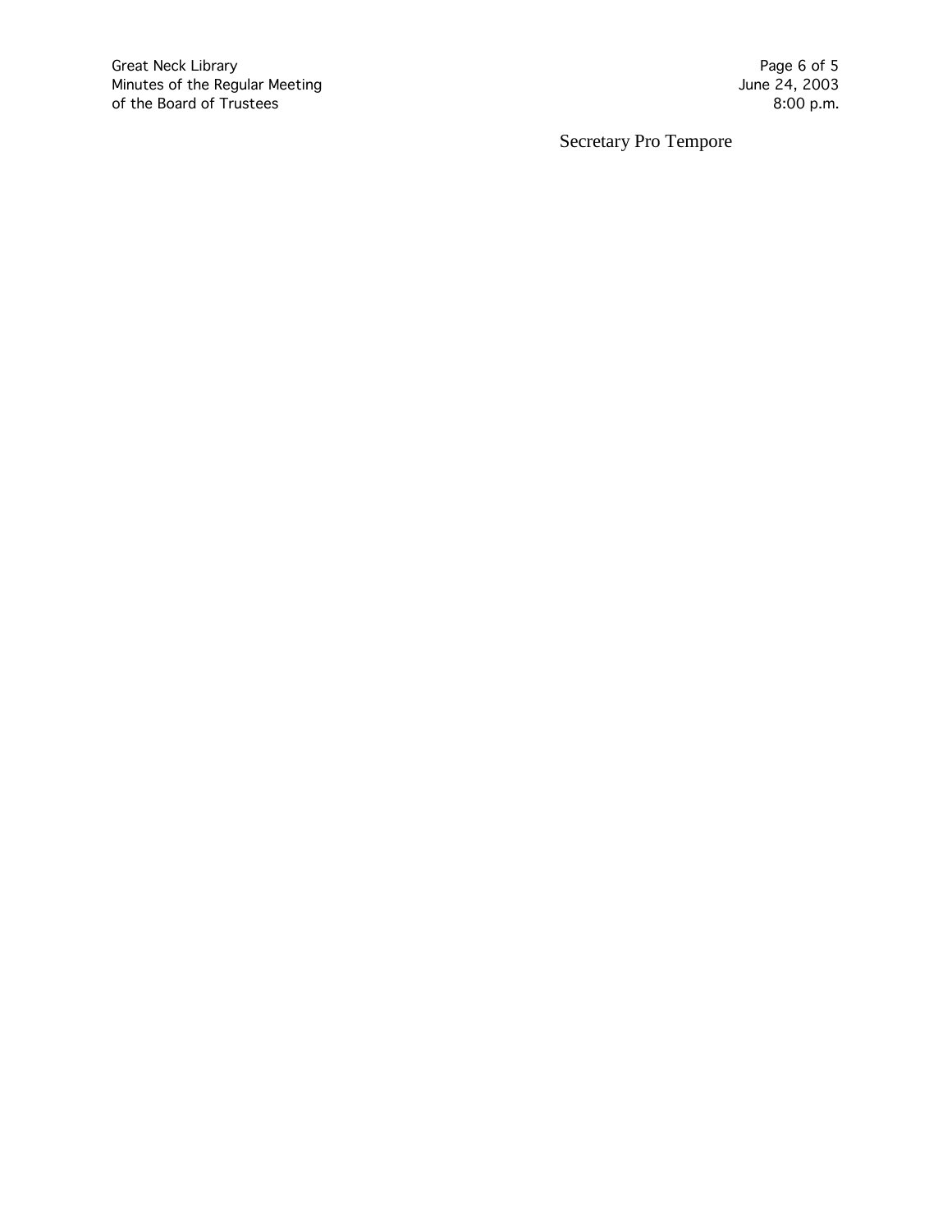Secretary Pro Tempore